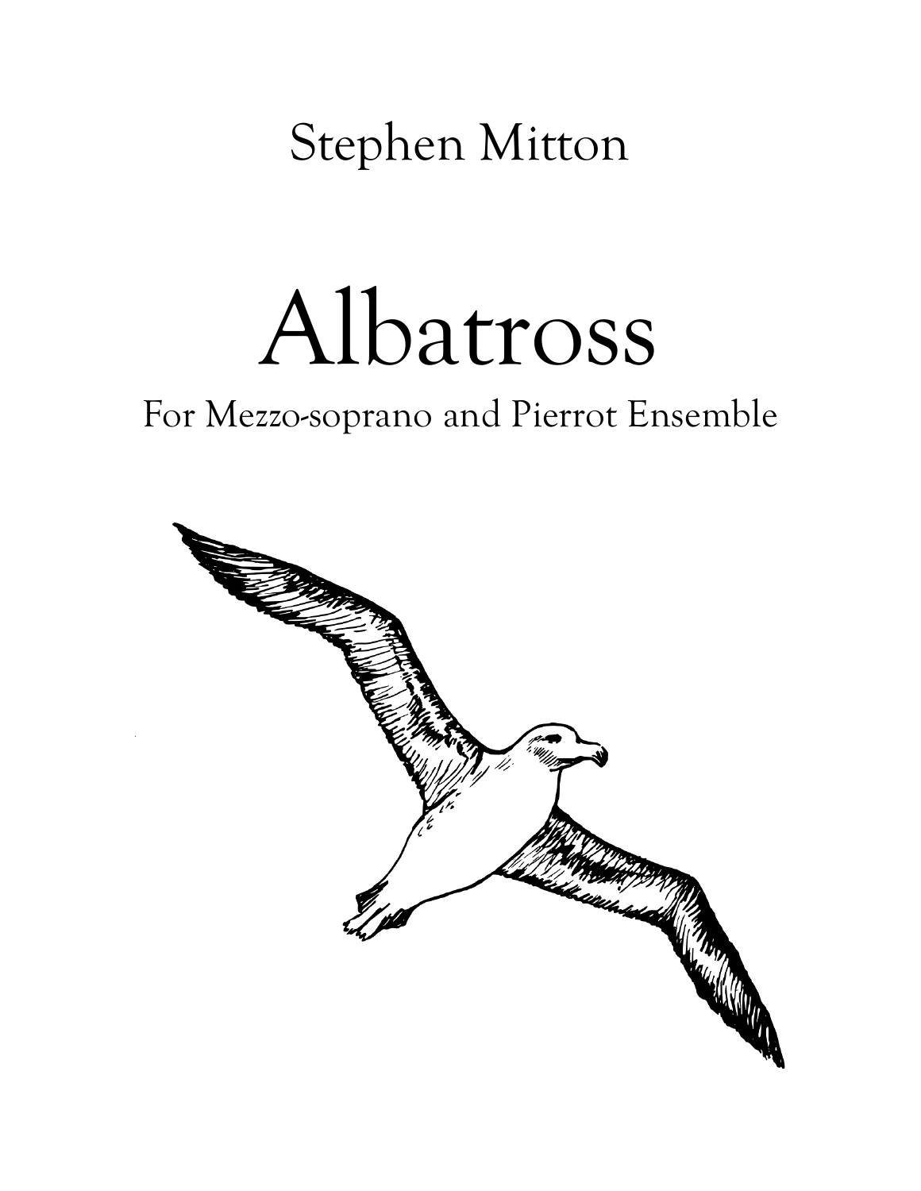Stephen Mitton

# Albatross

For Mezzo-soprano and Pierrot Ensemble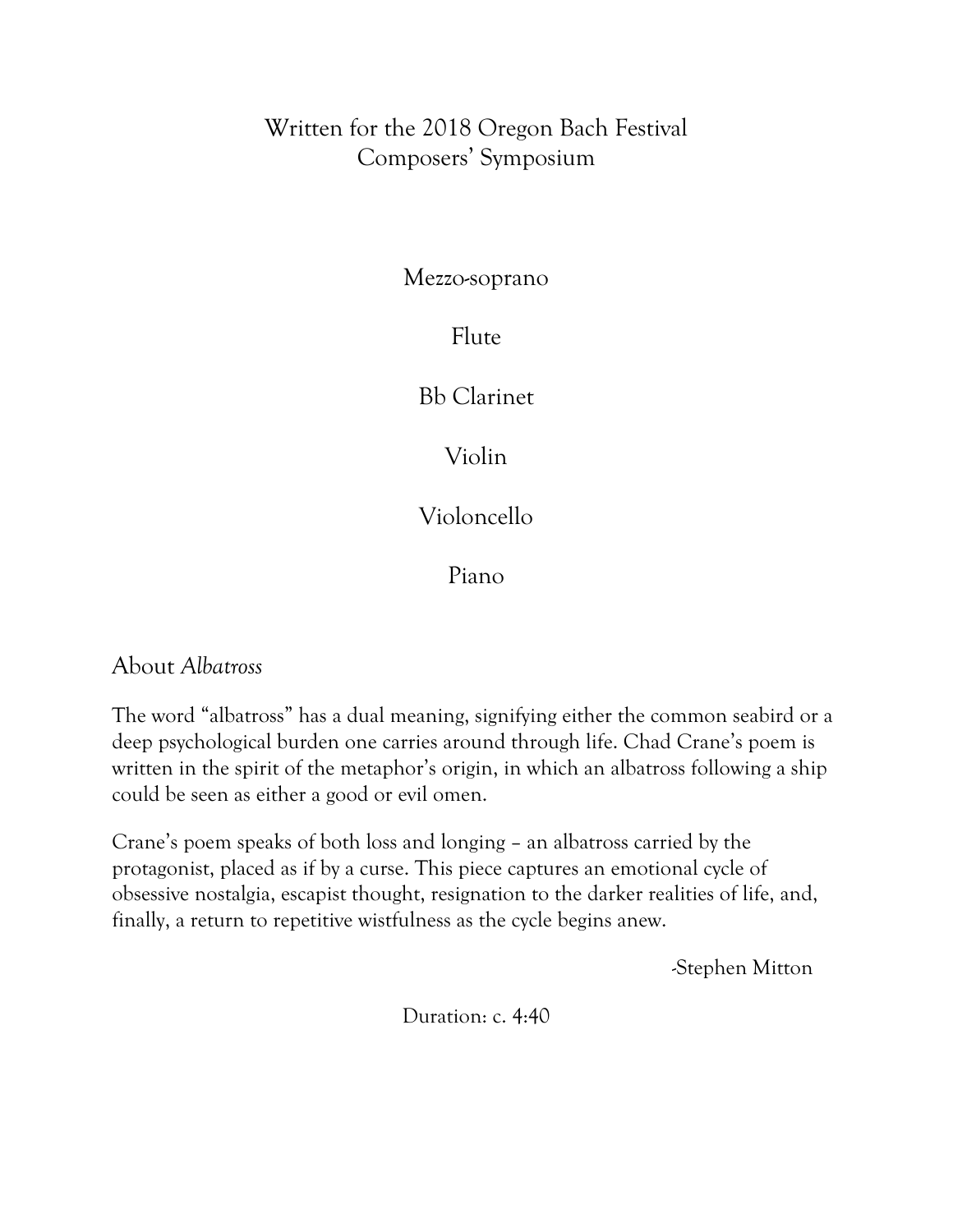Written for the 2018 Oregon Bach Festival
Composers' Symposium

Mezzo-soprano

Flute

Bb Clarinet

Violin

Violoncello

Piano

## About *Albatross*

The word "albatross" has a dual meaning, signifying either the common seabird or a deep psychological burden one carries around through life. Chad Crane's poem is written in the spirit of the metaphor's origin, in which an albatross following a ship could be seen as either a good or evil omen.

Crane's poem speaks of both loss and longing – an albatross carried by the protagonist, placed as if by a curse. This piece captures an emotional cycle of obsessive nostalgia, escapist thought, resignation to the darker realities of life, and, finally, a return to repetitive wistfulness as the cycle begins anew.

-Stephen Mitton

Duration: c. 4:40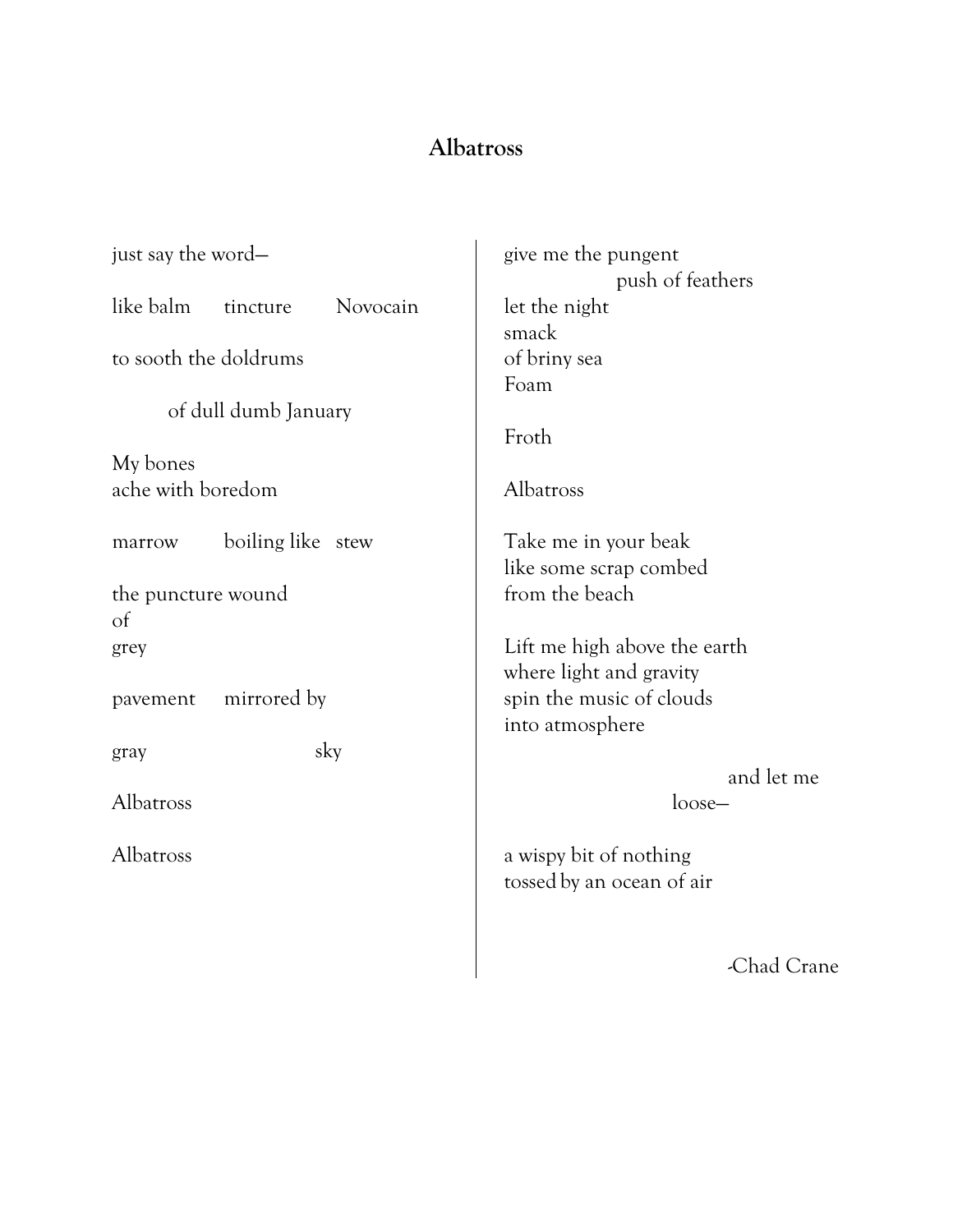## Albatross

just say the word—

like balm    tincture    Novocain

to sooth the doldrums

    of dull dumb January

My bones  
ache with boredom

marrow    boiling like   stew

the puncture wound  
of  
grey

pavement    mirrored by

gray                sky

Albatross

Albatross

give me the pungent  
        push of feathers  
let the night  
smack  
of briny sea  
Foam

Froth

Albatross

Take me in your beak  
like some scrap combed  
from the beach

Lift me high above the earth  
where light and gravity  
spin the music of clouds  
into atmosphere

                and let me  
            loose—

a wispy bit of nothing  
tossed by an ocean of air

-Chad Crane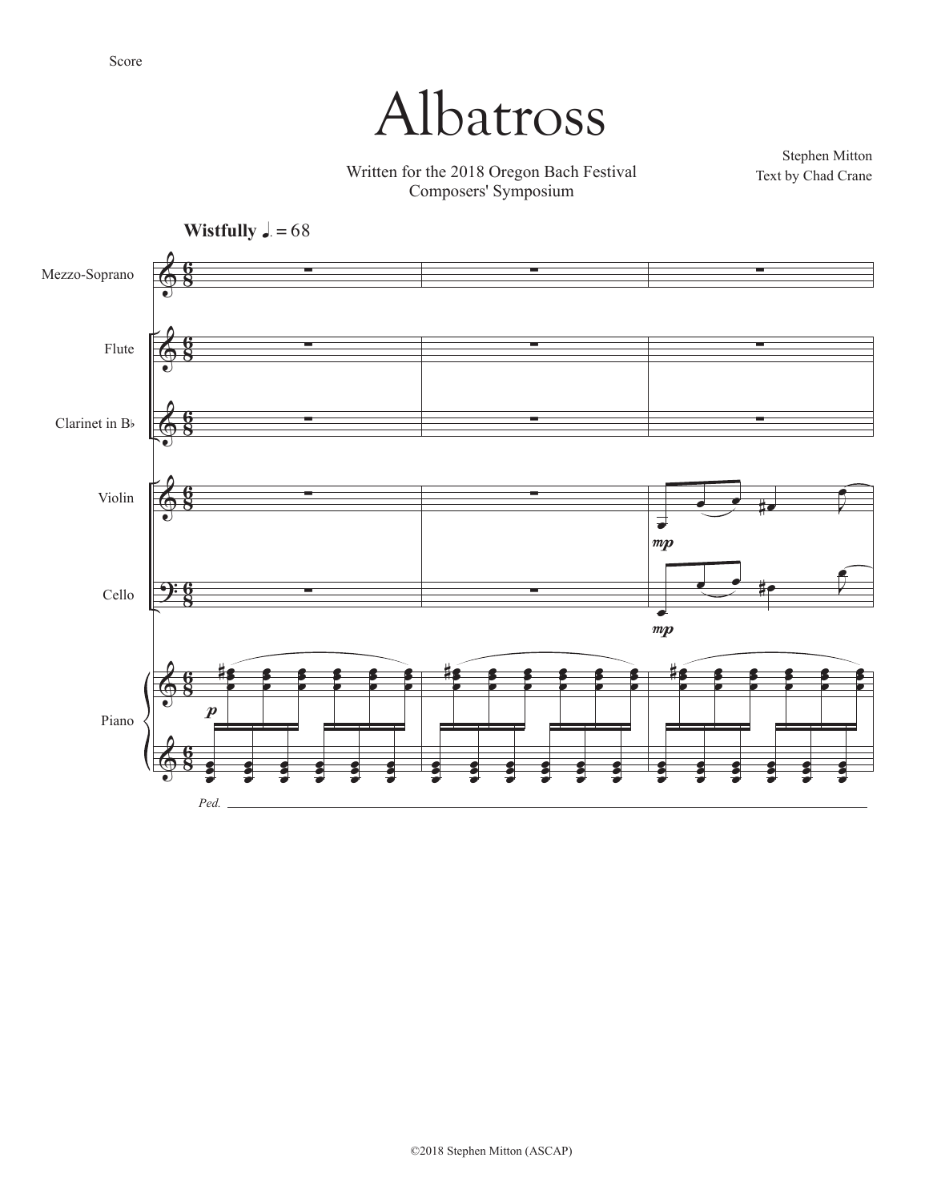Score

# Albatross

Written for the 2018 Oregon Bach Festival
Composers' Symposium

Stephen Mitton
Text by Chad Crane

**Wistfully** ♩. = 68

Mezzo-Soprano

Flute

Clarinet in B♭

Violin

Cello

Piano

*mp*

*mp*

*p*

*Ped.*

©2018 Stephen Mitton (ASCAP)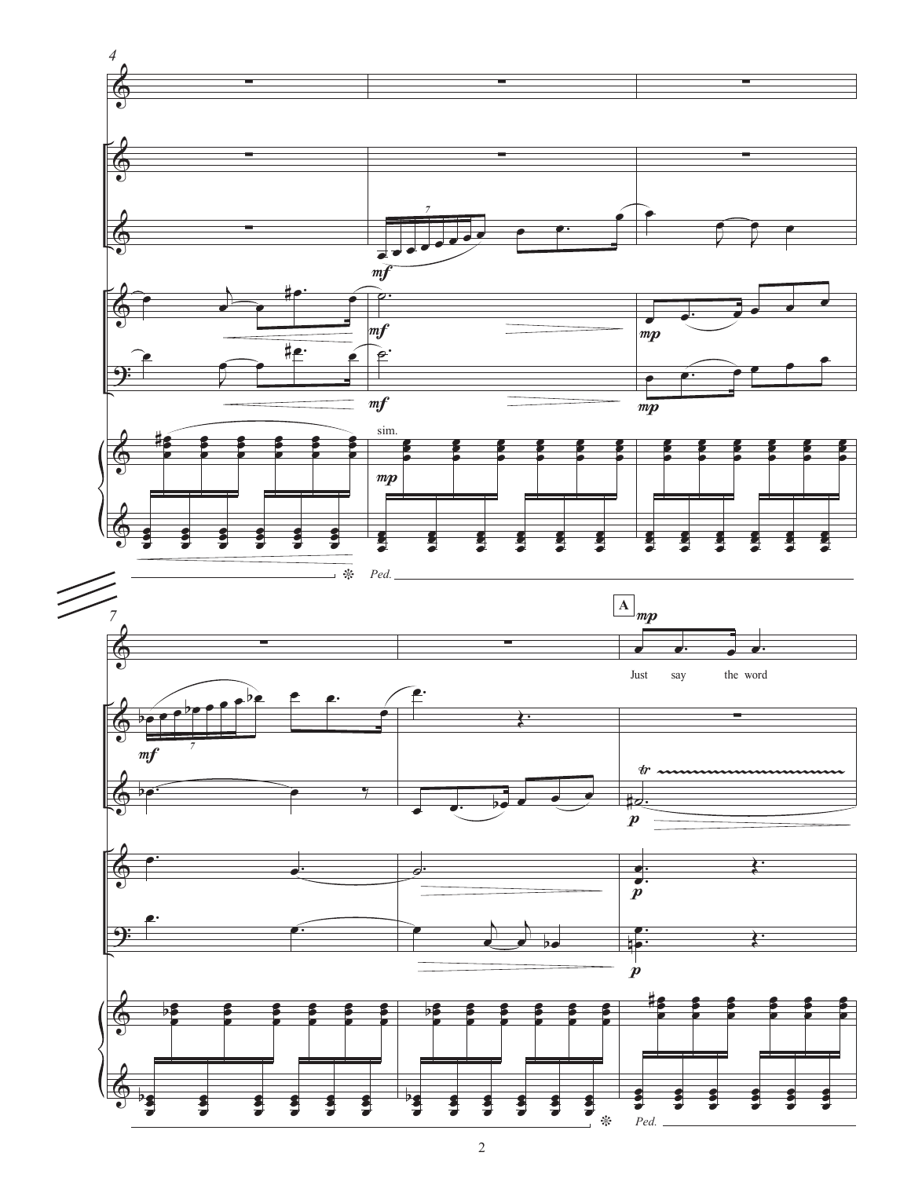4

sim.

*Ped.*

7

A

Just say the word

*Ped.*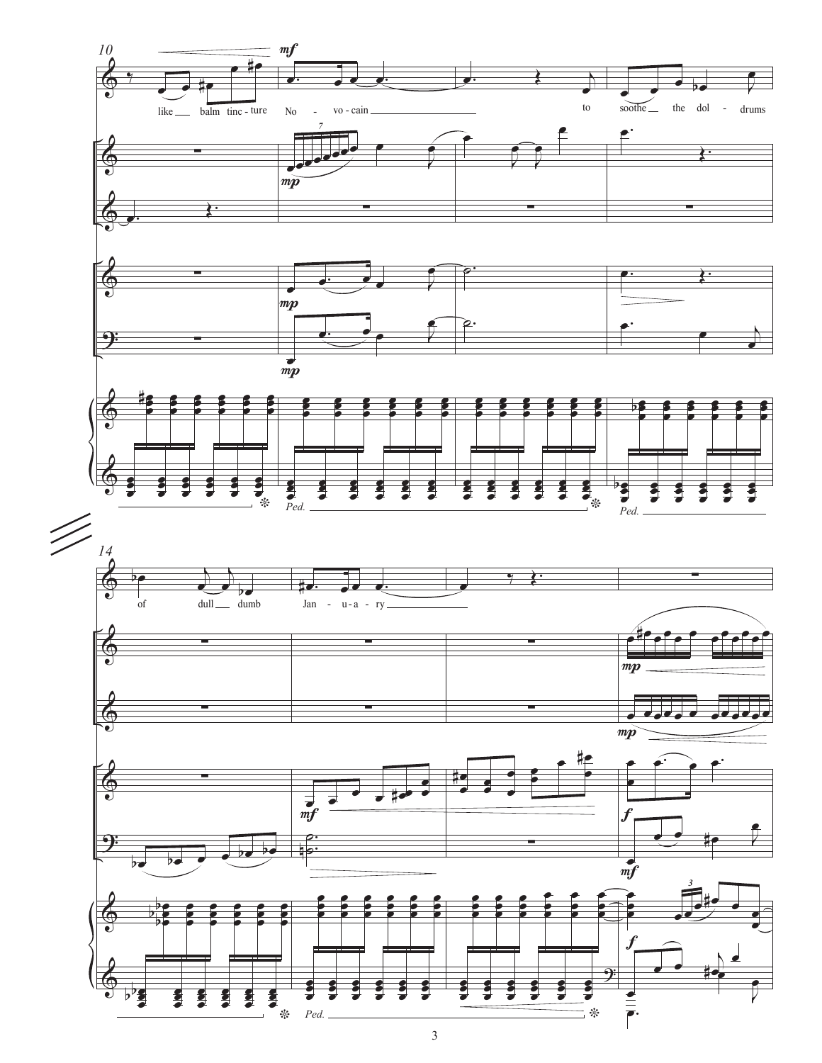like balm tinc - ture No - vo - cain to soothe the dol - drums

of dull dumb Jan - u - a - ry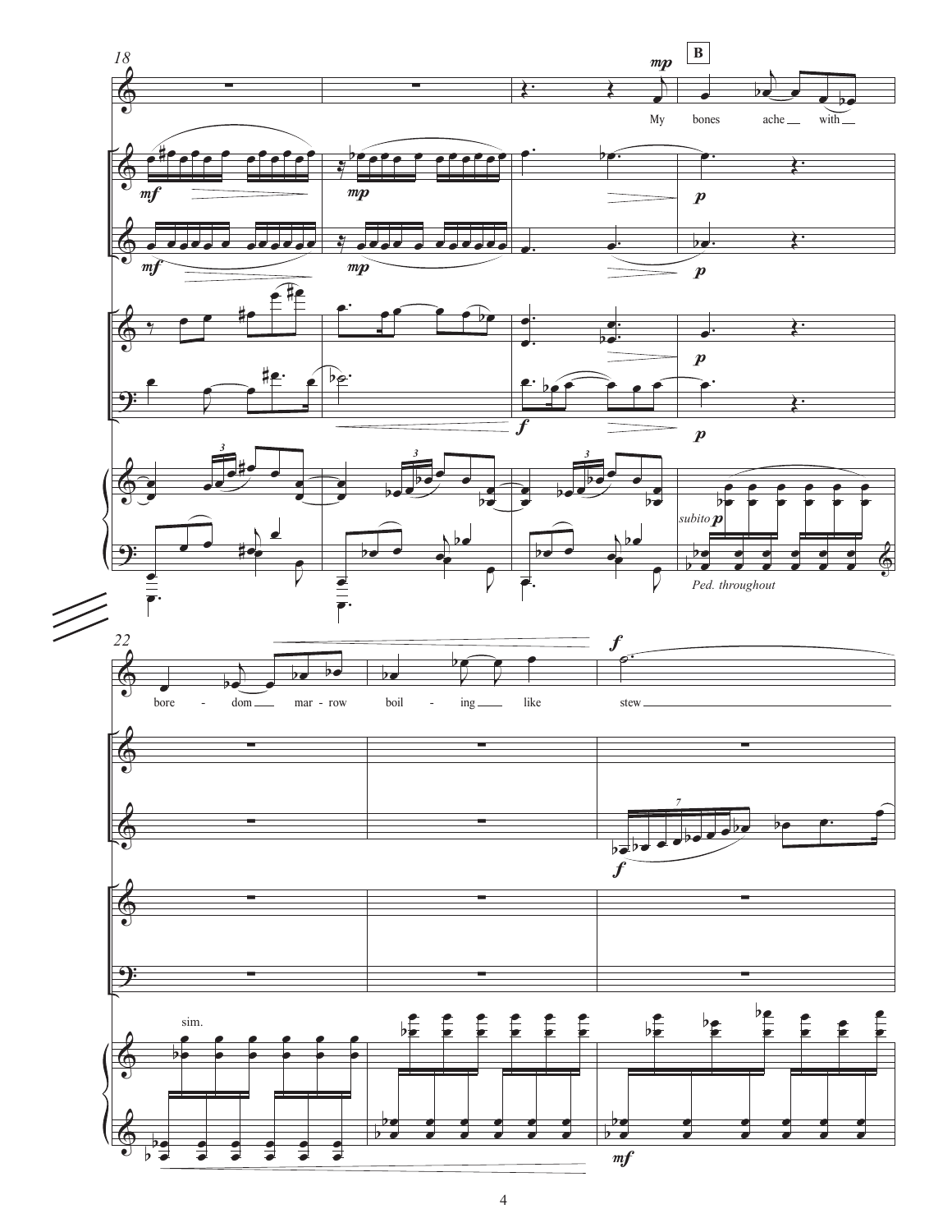18

**B**

*mp*

My bones ache with

*mf* *mp* *p*

*mf* *mp* *p*

*f* *p*

*subito* *p*

*Ped. throughout*

22

bore - dom mar - row boil - ing like stew

*f*

*f*

7

sim.

*mf*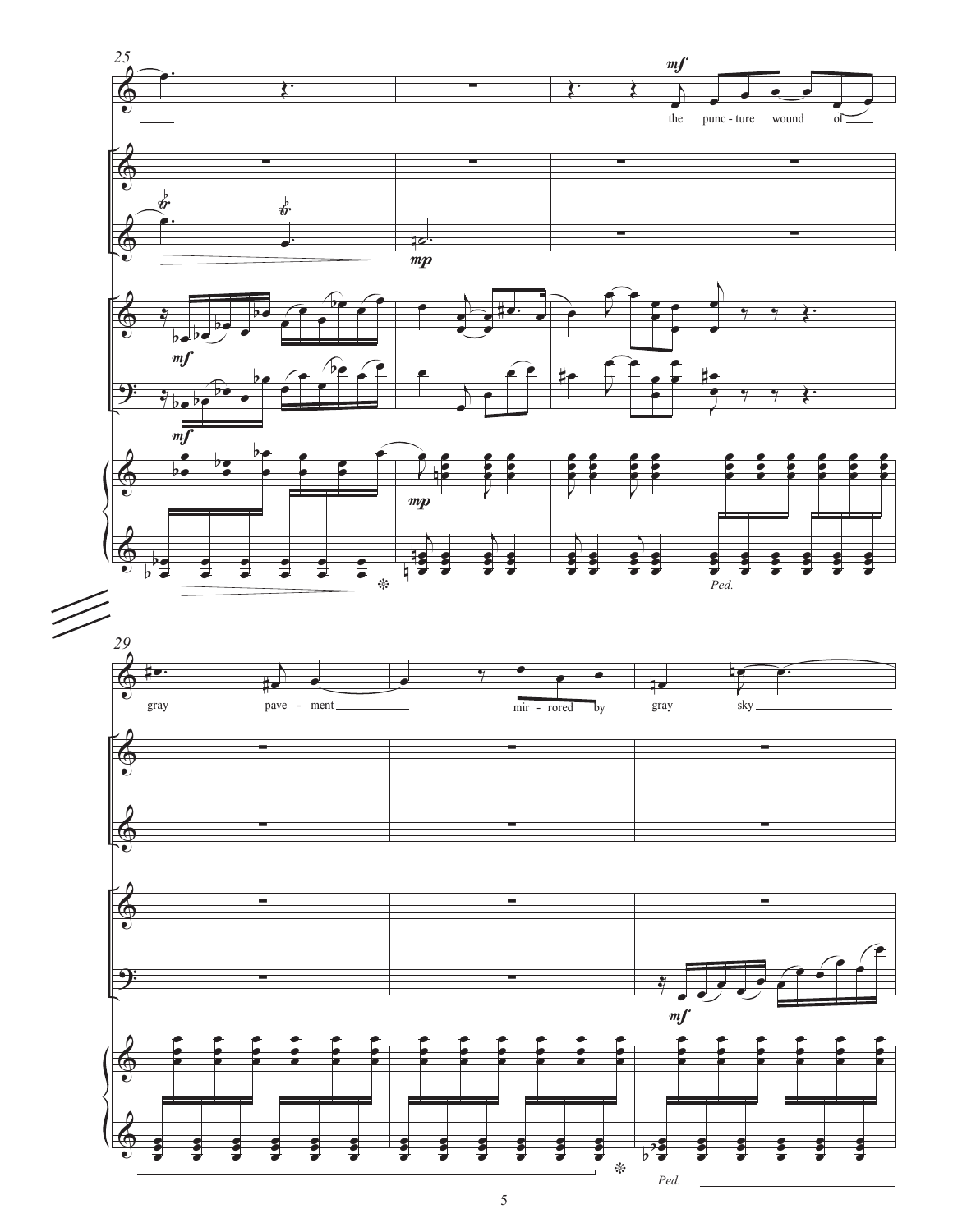25

*mf*

the punc - ture wound of

*mp*

*mf*

*mf*

*mp*

*Ped.*

29

gray pave - ment mir - rored by gray sky

*mf*

*Ped.*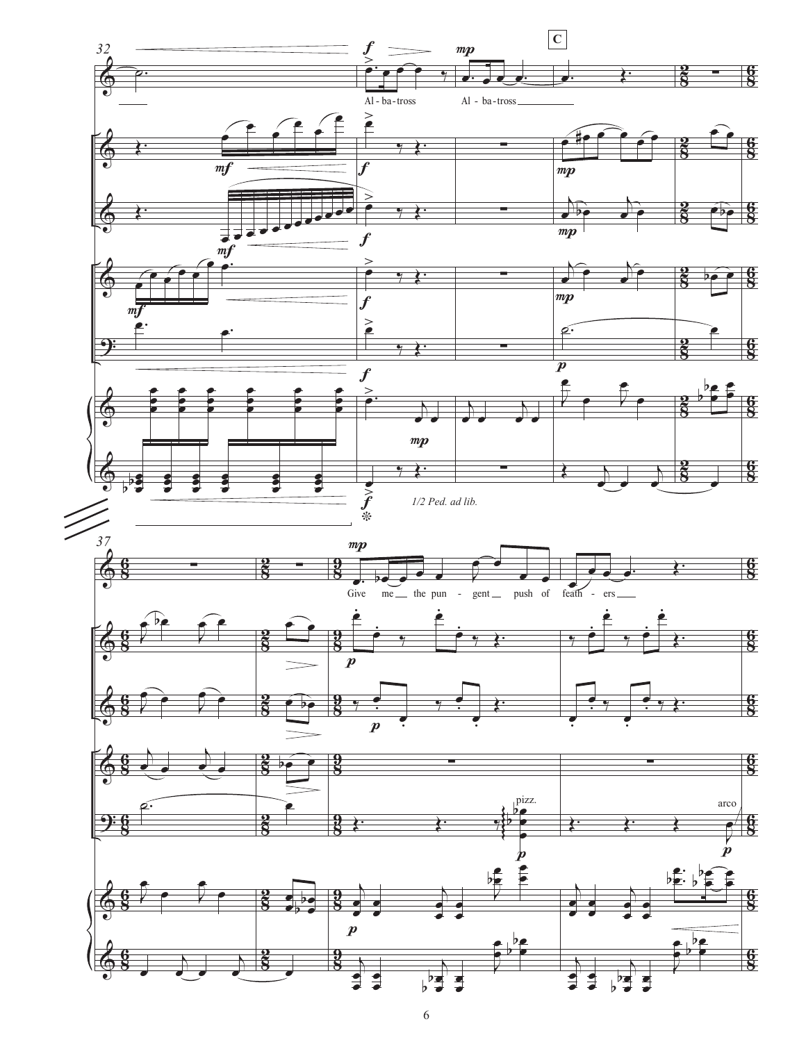C

Al - ba - tross Al - ba - tross

1/2 Ped. ad lib.

Give me the pun - gent push of feath - ers

pizz.

arco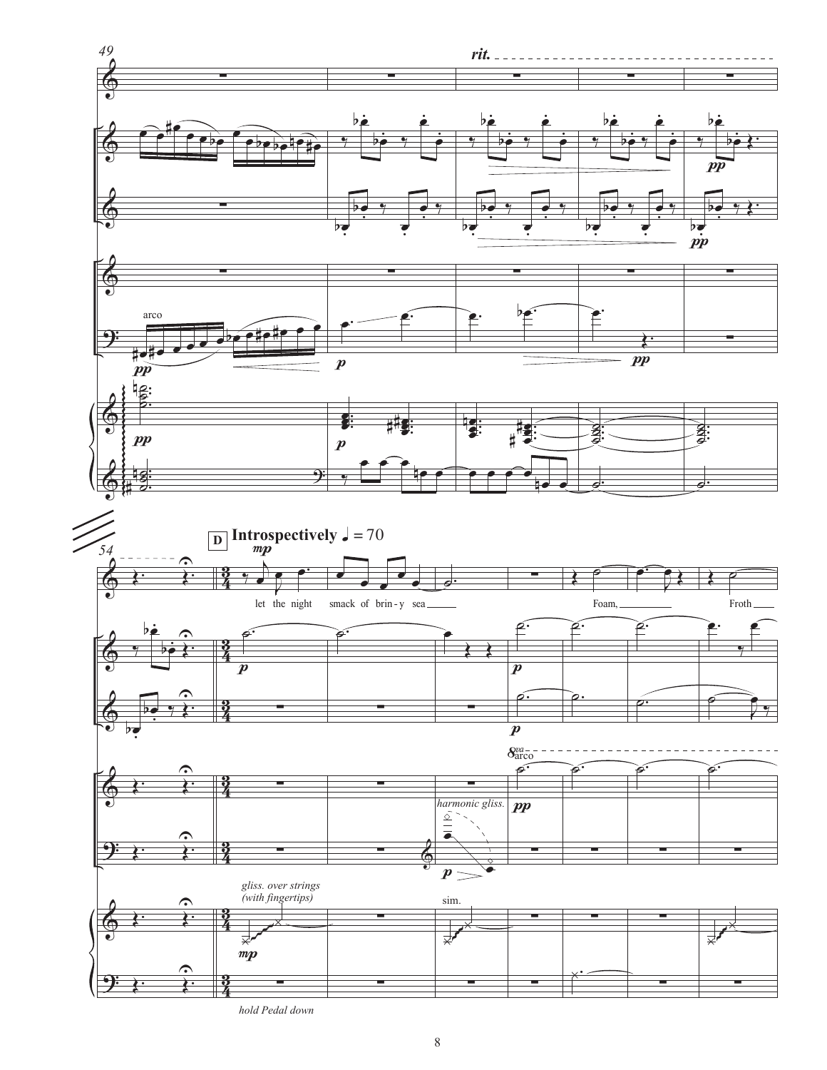49

*rit.*

arco

54

**D** **Introspectively** ♩ = 70

let the night smack of brin - y sea Foam, Froth

*8va* arco

*harmonic gliss.*

*gliss. over strings (with fingertips)*

sim.

*hold Pedal down*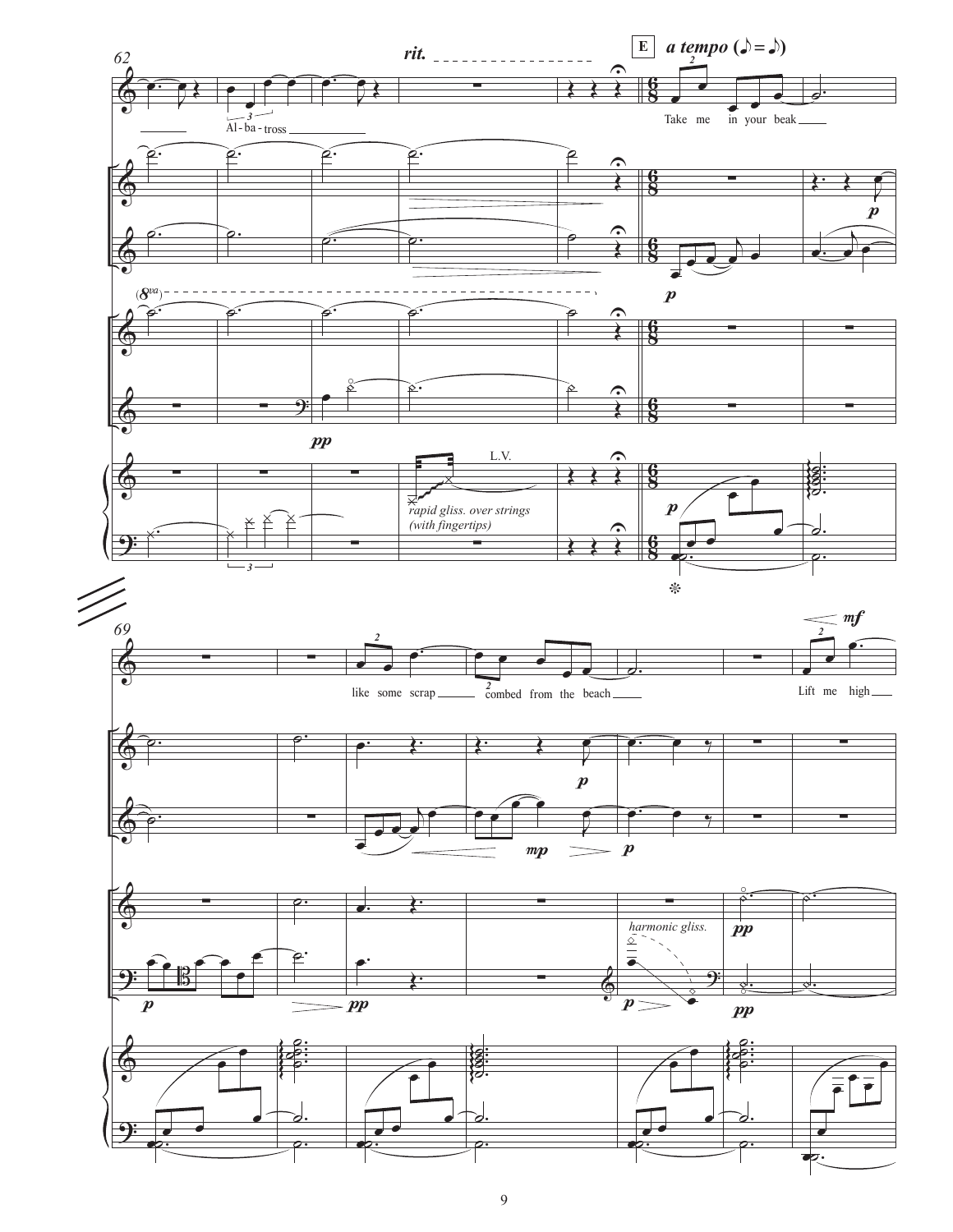62

*rit.*

**E** *a tempo* (♪ = ♪)

Al - ba - tross

Take me in your beak

(8va)

*pp*

L.V.

*rapid gliss. over strings (with fingertips)*

*p*

69

like some scrap combed from the beach

Lift me high

*mf*

*mp*

*p*

*pp*

*harmonic gliss.*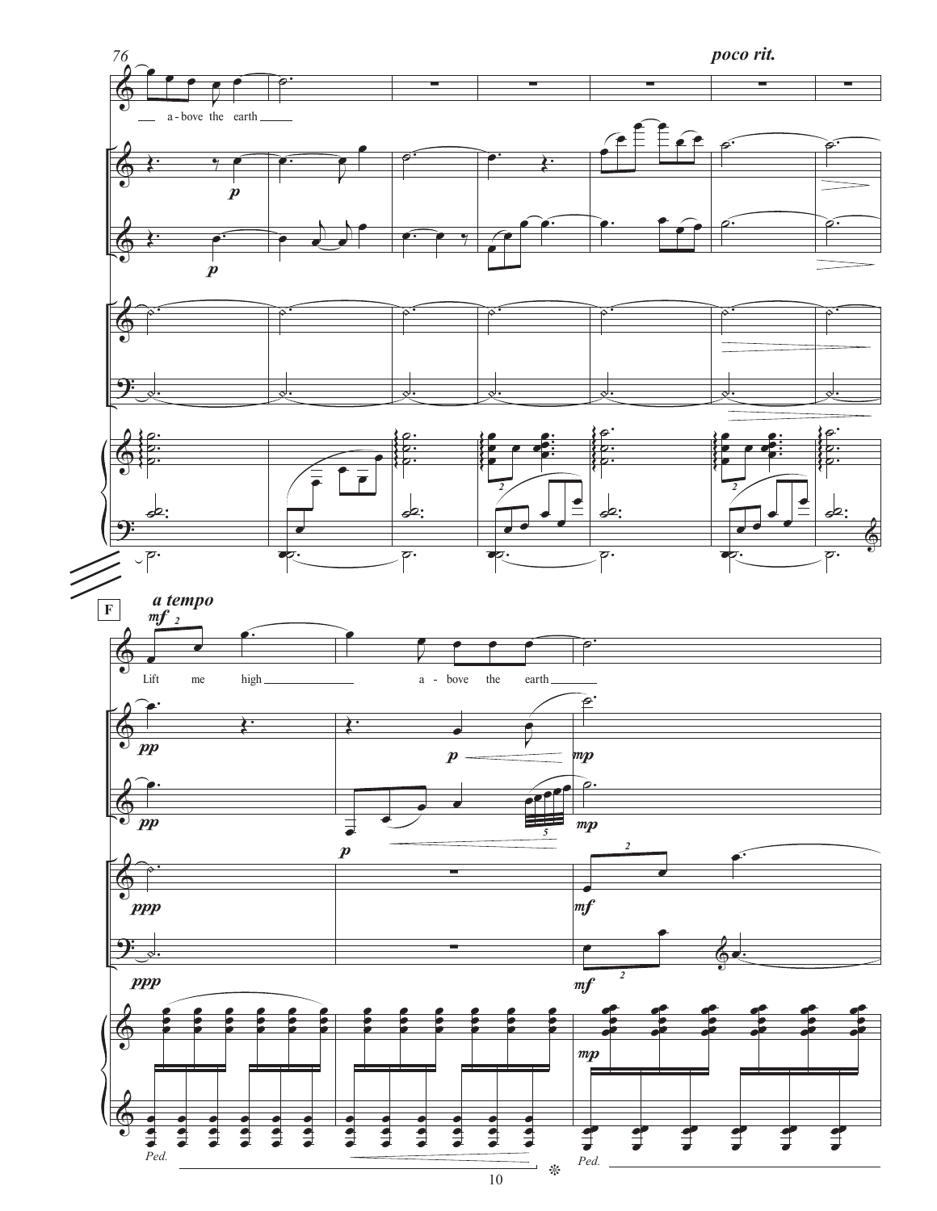76

*poco rit.*

a - bove the earth

**F**

*a tempo*

Lift me high a - bove the earth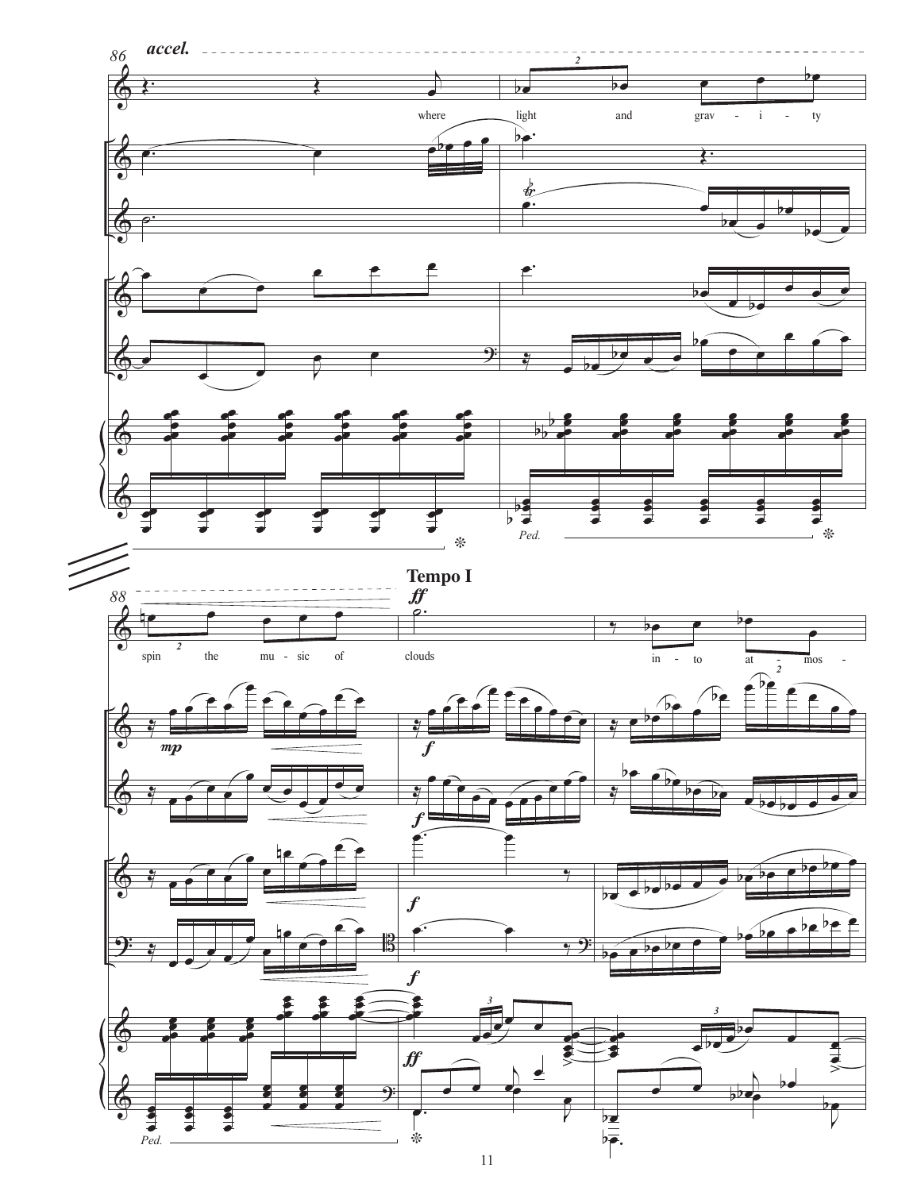86 *accel.*

where light and grav - i - ty

*Ped.*

88

**Tempo I**

*ff*

spin the mu - sic of clouds in - to at - mos -

*mp*

*f*

*ff*

*Ped.*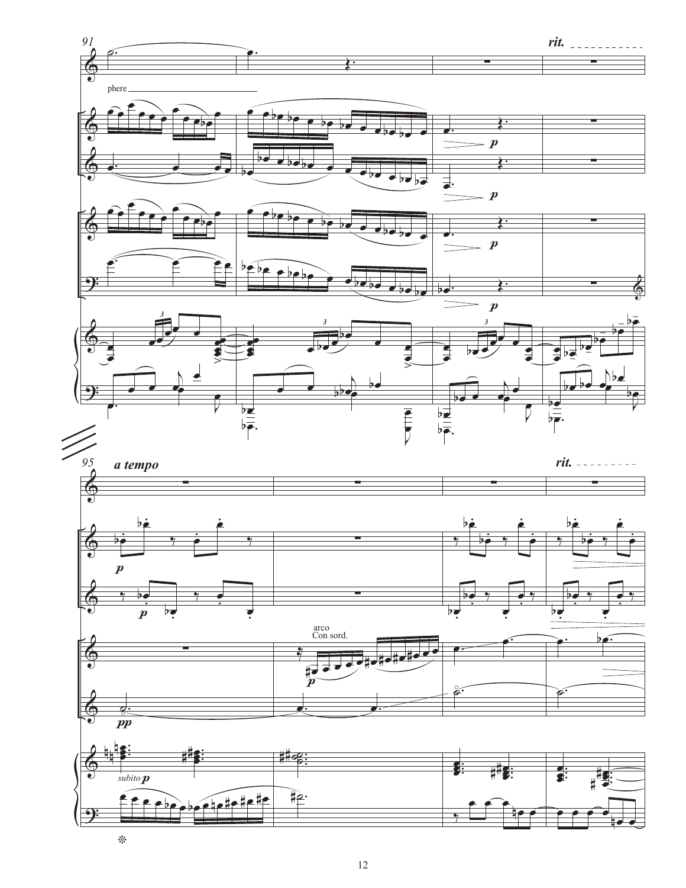91

*rit.*

phere

95 *a tempo*

*rit.*

arco
Con sord.

*subito* ***p***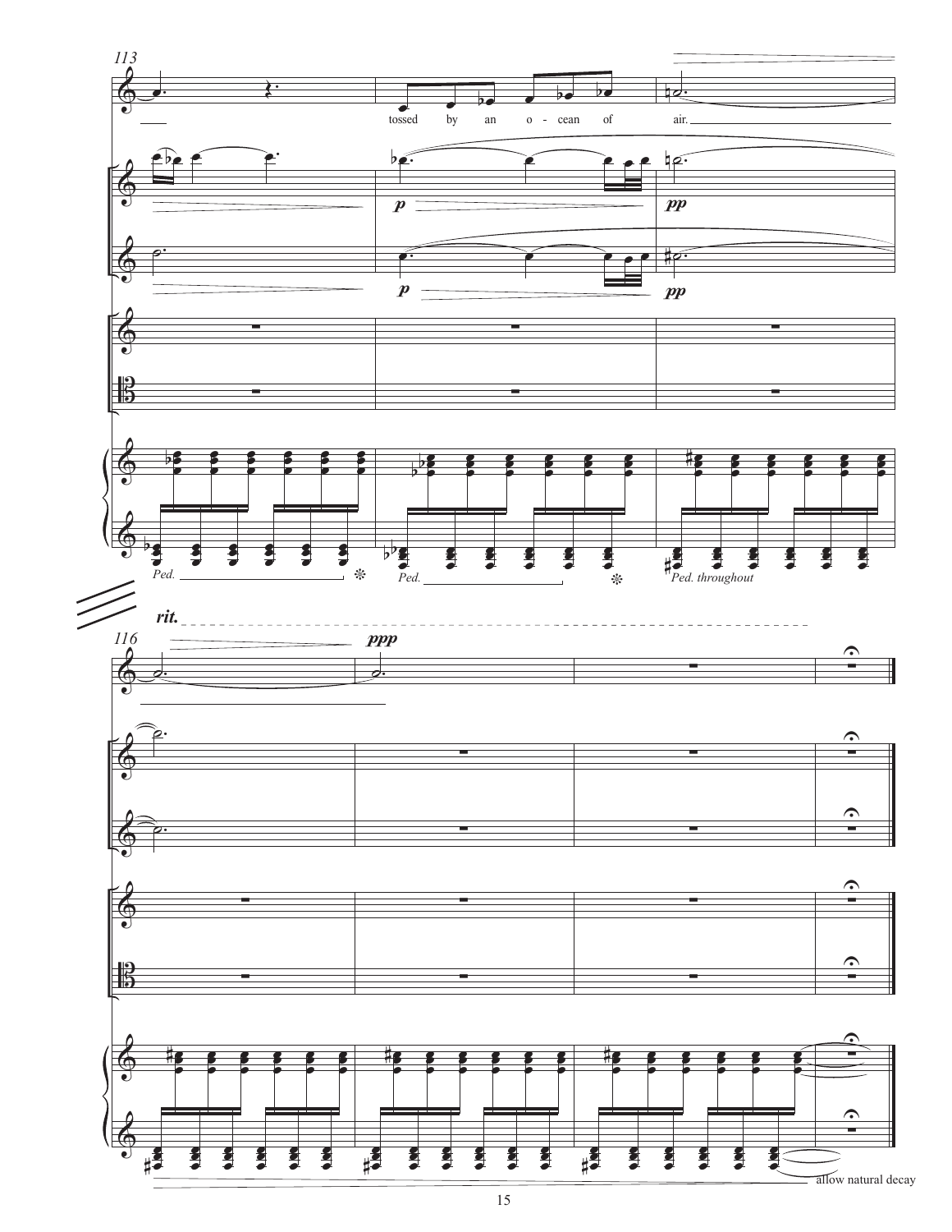113

tossed by an o - cean of air.

*p* *pp*

*p* *pp*

*Ped.* *Ped.* *Ped. throughout*

***rit.***

116

***ppp***

allow natural decay